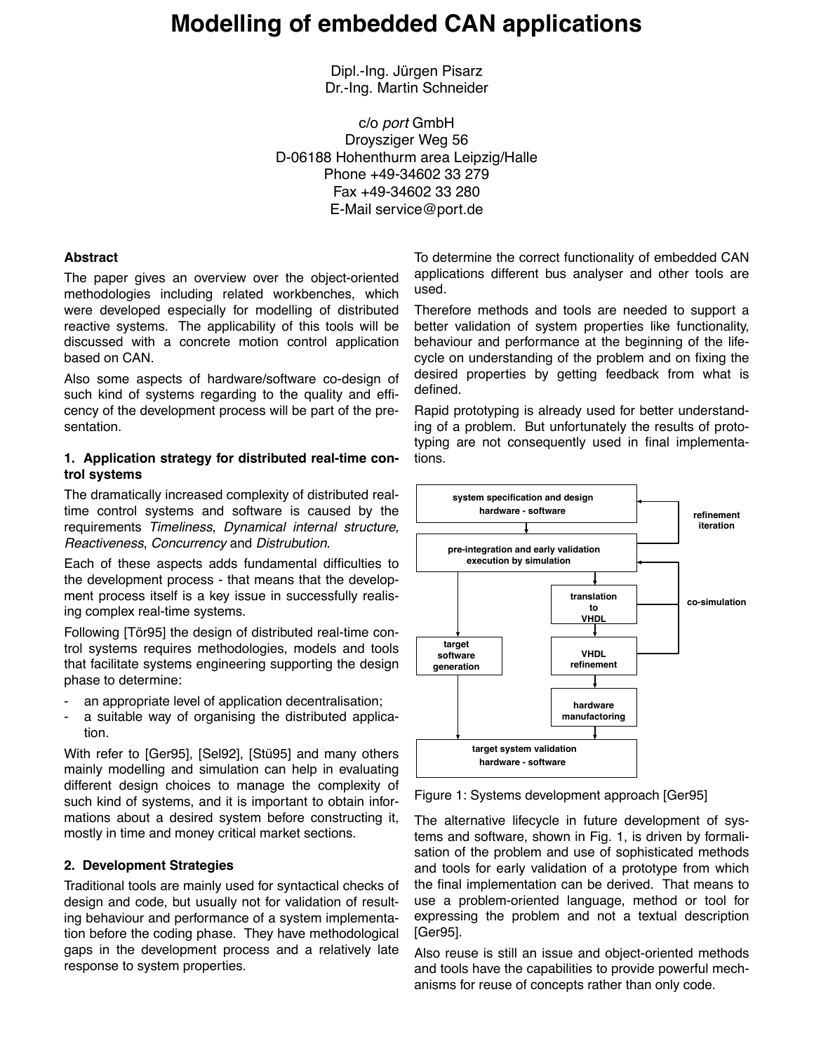# Modelling of embedded CAN applications

Dipl.-Ing. Jürgen Pisarz
Dr.-Ing. Martin Schneider

c/o *port* GmbH
Droysziger Weg 56
D-06188 Hohenthurm area Leipzig/Halle
Phone +49-34602 33 279
Fax +49-34602 33 280
E-Mail service@port.de

### Abstract

The paper gives an overview over the object-oriented methodologies including related workbenches, which were developed especially for modelling of distributed reactive systems. The applicability of this tools will be discussed with a concrete motion control application based on CAN.

Also some aspects of hardware/software co-design of such kind of systems regarding to the quality and efficency of the development process will be part of the presentation.

### 1. Application strategy for distributed real-time control systems

The dramatically increased complexity of distributed real-time control systems and software is caused by the requirements *Timeliness*, *Dynamical internal structure, Reactiveness*, *Concurrency* and *Distrubution*.

Each of these aspects adds fundamental difficulties to the development process - that means that the development process itself is a key issue in successfully realising complex real-time systems.

Following [Tör95] the design of distributed real-time control systems requires methodologies, models and tools that facilitate systems engineering supporting the design phase to determine:

- an appropriate level of application decentralisation;
- a suitable way of organising the distributed application.

With refer to [Ger95], [Sel92], [Stü95] and many others mainly modelling and simulation can help in evaluating different design choices to manage the complexity of such kind of systems, and it is important to obtain informations about a desired system before constructing it, mostly in time and money critical market sections.

### 2. Development Strategies

Traditional tools are mainly used for syntactical checks of design and code, but usually not for validation of resulting behaviour and performance of a system implementation before the coding phase. They have methodological gaps in the development process and a relatively late response to system properties.

To determine the correct functionality of embedded CAN applications different bus analyser and other tools are used.

Therefore methods and tools are needed to support a better validation of system properties like functionality, behaviour and performance at the beginning of the lifecycle on understanding of the problem and on fixing the desired properties by getting feedback from what is defined.

Rapid prototyping is already used for better understanding of a problem. But unfortunately the results of prototyping are not consequently used in final implementations.

system specification and design hardware - software | pre-integration and early validation execution by simulation | translation to VHDL | VHDL refinement | hardware manufactoring | target software generation | target system validation hardware - software | refinement iteration | co-simulation

Figure 1: Systems development approach [Ger95]

The alternative lifecycle in future development of systems and software, shown in Fig. 1, is driven by formalisation of the problem and use of sophisticated methods and tools for early validation of a prototype from which the final implementation can be derived. That means to use a problem-oriented language, method or tool for expressing the problem and not a textual description [Ger95].

Also reuse is still an issue and object-oriented methods and tools have the capabilities to provide powerful mechanisms for reuse of concepts rather than only code.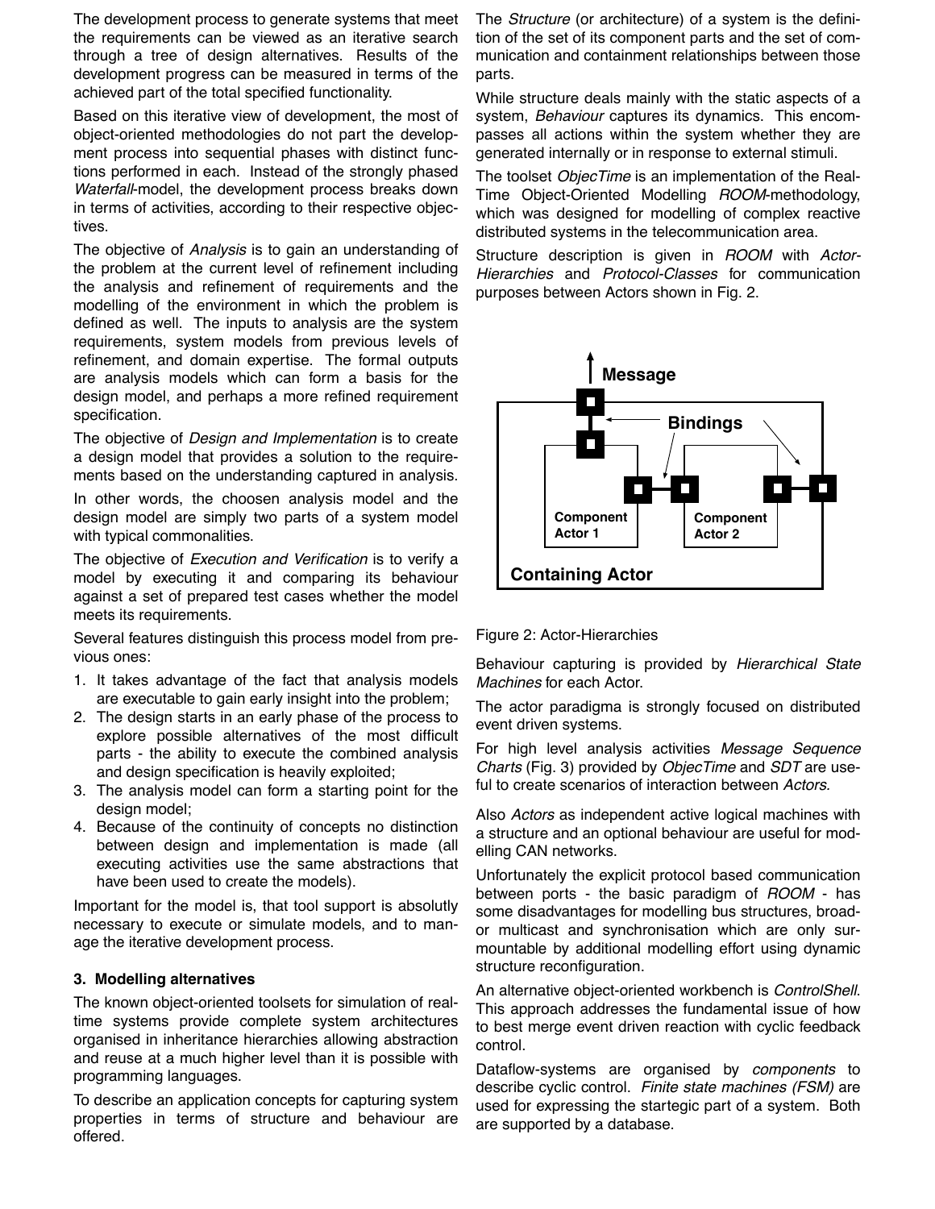The development process to generate systems that meet the requirements can be viewed as an iterative search through a tree of design alternatives. Results of the development progress can be measured in terms of the achieved part of the total specified functionality.

Based on this iterative view of development, the most of object-oriented methodologies do not part the development process into sequential phases with distinct functions performed in each. Instead of the strongly phased *Waterfall*-model, the development process breaks down in terms of activities, according to their respective objectives.

The objective of *Analysis* is to gain an understanding of the problem at the current level of refinement including the analysis and refinement of requirements and the modelling of the environment in which the problem is defined as well. The inputs to analysis are the system requirements, system models from previous levels of refinement, and domain expertise. The formal outputs are analysis models which can form a basis for the design model, and perhaps a more refined requirement specification.

The objective of *Design and Implementation* is to create a design model that provides a solution to the requirements based on the understanding captured in analysis.

In other words, the choosen analysis model and the design model are simply two parts of a system model with typical commonalities.

The objective of *Execution and Verification* is to verify a model by executing it and comparing its behaviour against a set of prepared test cases whether the model meets its requirements.

Several features distinguish this process model from previous ones:

1. It takes advantage of the fact that analysis models are executable to gain early insight into the problem;
2. The design starts in an early phase of the process to explore possible alternatives of the most difficult parts - the ability to execute the combined analysis and design specification is heavily exploited;
3. The analysis model can form a starting point for the design model;
4. Because of the continuity of concepts no distinction between design and implementation is made (all executing activities use the same abstractions that have been used to create the models).

Important for the model is, that tool support is absolutly necessary to execute or simulate models, and to manage the iterative development process.

## 3. Modelling alternatives

The known object-oriented toolsets for simulation of real-time systems provide complete system architectures organised in inheritance hierarchies allowing abstraction and reuse at a much higher level than it is possible with programming languages.

To describe an application concepts for capturing system properties in terms of structure and behaviour are offered.

The *Structure* (or architecture) of a system is the definition of the set of its component parts and the set of communication and containment relationships between those parts.

While structure deals mainly with the static aspects of a system, *Behaviour* captures its dynamics. This encompasses all actions within the system whether they are generated internally or in response to external stimuli.

The toolset *ObjecTime* is an implementation of the Real-Time Object-Oriented Modelling *ROOM*-methodology, which was designed for modelling of complex reactive distributed systems in the telecommunication area.

Structure description is given in *ROOM* with *Actor-Hierarchies* and *Protocol-Classes* for communication purposes between Actors shown in Fig. 2.

Message

Bindings

Component Actor 1

Component Actor 2

Containing Actor

Figure 2: Actor-Hierarchies

Behaviour capturing is provided by *Hierarchical State Machines* for each Actor.

The actor paradigma is strongly focused on distributed event driven systems.

For high level analysis activities *Message Sequence Charts* (Fig. 3) provided by *ObjecTime* and *SDT* are useful to create scenarios of interaction between *Actors*.

Also *Actors* as independent active logical machines with a structure and an optional behaviour are useful for modelling CAN networks.

Unfortunately the explicit protocol based communication between ports - the basic paradigm of *ROOM* - has some disadvantages for modelling bus structures, broad- or multicast and synchronisation which are only surmountable by additional modelling effort using dynamic structure reconfiguration.

An alternative object-oriented workbench is *ControlShell*. This approach addresses the fundamental issue of how to best merge event driven reaction with cyclic feedback control.

Dataflow-systems are organised by *components* to describe cyclic control. *Finite state machines (FSM)* are used for expressing the startegic part of a system. Both are supported by a database.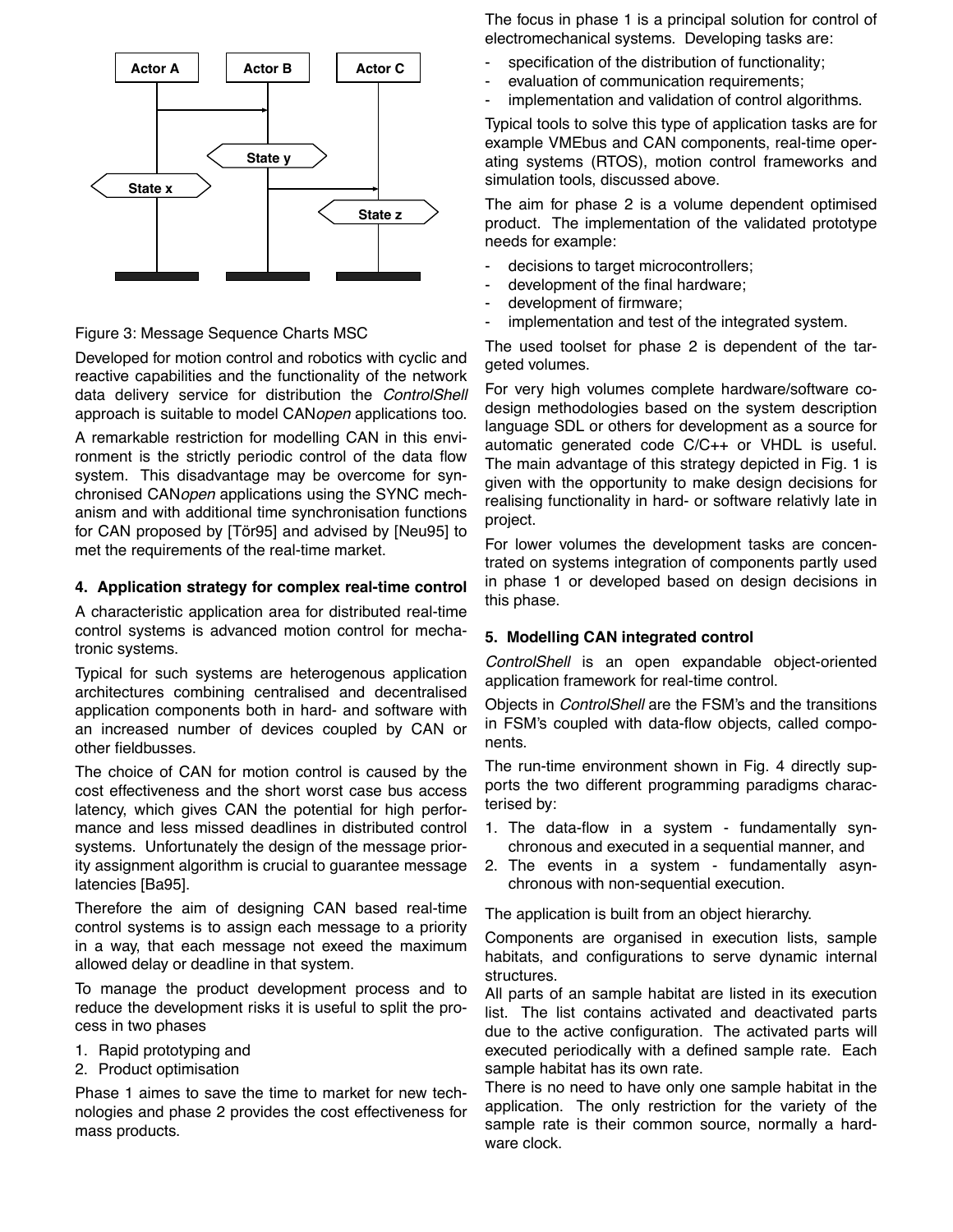Figure 3: Message Sequence Charts MSC

Developed for motion control and robotics with cyclic and reactive capabilities and the functionality of the network data delivery service for distribution the *ControlShell* approach is suitable to model CAN*open* applications too.

A remarkable restriction for modelling CAN in this environment is the strictly periodic control of the data flow system. This disadvantage may be overcome for synchronised CAN*open* applications using the SYNC mechanism and with additional time synchronisation functions for CAN proposed by [Tör95] and advised by [Neu95] to met the requirements of the real-time market.

## 4. Application strategy for complex real-time control

A characteristic application area for distributed real-time control systems is advanced motion control for mechatronic systems.

Typical for such systems are heterogenous application architectures combining centralised and decentralised application components both in hard- and software with an increased number of devices coupled by CAN or other fieldbusses.

The choice of CAN for motion control is caused by the cost effectiveness and the short worst case bus access latency, which gives CAN the potential for high performance and less missed deadlines in distributed control systems. Unfortunately the design of the message priority assignment algorithm is crucial to guarantee message latencies [Ba95].

Therefore the aim of designing CAN based real-time control systems is to assign each message to a priority in a way, that each message not exeed the maximum allowed delay or deadline in that system.

To manage the product development process and to reduce the development risks it is useful to split the process in two phases

1. Rapid prototyping and
2. Product optimisation

Phase 1 aimes to save the time to market for new technologies and phase 2 provides the cost effectiveness for mass products.

The focus in phase 1 is a principal solution for control of electromechanical systems. Developing tasks are:

- specification of the distribution of functionality;
- evaluation of communication requirements;
- implementation and validation of control algorithms.

Typical tools to solve this type of application tasks are for example VMEbus and CAN components, real-time operating systems (RTOS), motion control frameworks and simulation tools, discussed above.

The aim for phase 2 is a volume dependent optimised product. The implementation of the validated prototype needs for example:

- decisions to target microcontrollers;
- development of the final hardware;
- development of firmware;
- implementation and test of the integrated system.

The used toolset for phase 2 is dependent of the targeted volumes.

For very high volumes complete hardware/software codesign methodologies based on the system description language SDL or others for development as a source for automatic generated code C/C++ or VHDL is useful. The main advantage of this strategy depicted in Fig. 1 is given with the opportunity to make design decisions for realising functionality in hard- or software relativly late in project.

For lower volumes the development tasks are concentrated on systems integration of components partly used in phase 1 or developed based on design decisions in this phase.

## 5. Modelling CAN integrated control

*ControlShell* is an open expandable object-oriented application framework for real-time control.

Objects in *ControlShell* are the FSM's and the transitions in FSM's coupled with data-flow objects, called components.

The run-time environment shown in Fig. 4 directly supports the two different programming paradigms characterised by:

1. The data-flow in a system - fundamentally synchronous and executed in a sequential manner, and
2. The events in a system - fundamentally asynchronous with non-sequential execution.

The application is built from an object hierarchy.

Components are organised in execution lists, sample habitats, and configurations to serve dynamic internal structures.

All parts of an sample habitat are listed in its execution list. The list contains activated and deactivated parts due to the active configuration. The activated parts will executed periodically with a defined sample rate. Each sample habitat has its own rate.

There is no need to have only one sample habitat in the application. The only restriction for the variety of the sample rate is their common source, normally a hardware clock.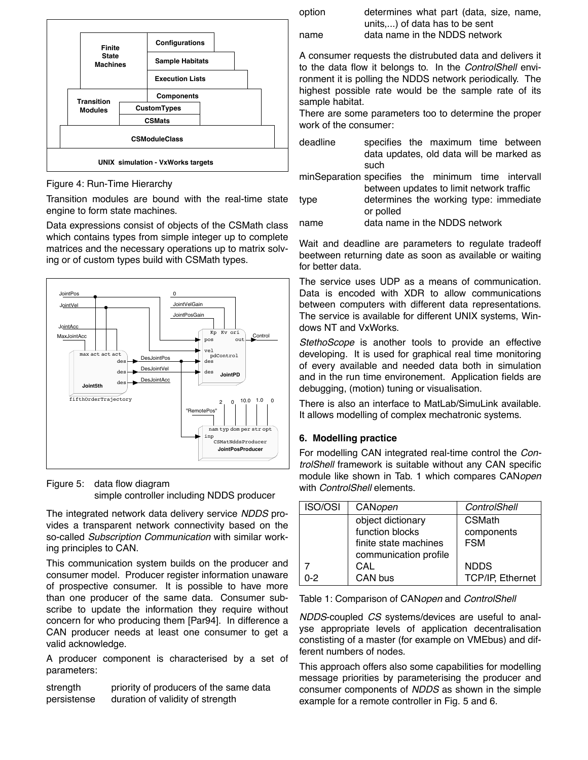Figure 4: Run-Time Hierarchy

Transition modules are bound with the real-time state engine to form state machines.

Data expressions consist of objects of the CSMath class which contains types from simple integer up to complete matrices and the necessary operations up to matrix solving or of custom types build with CSMath types.

Figure 5: data flow diagram
simple controller including NDDS producer

The integrated network data delivery service *NDDS* provides a transparent network connectivity based on the so-called *Subscription Communication* with similar working principles to CAN.

This communication system builds on the producer and consumer model. Producer register information unaware of prospective consumer. It is possible to have more than one producer of the same data. Consumer subscribe to update the information they require without concern for who producing them [Par94]. In difference a CAN producer needs at least one consumer to get a valid acknowledge.

A producer component is characterised by a set of parameters:

| | |
|---|---|
| strength | priority of producers of the same data |
| persistense | duration of validity of strength |
| option | determines what part (data, size, name, units,...) of data has to be sent |
| name | data name in the NDDS network |

A consumer requests the distrubuted data and delivers it to the data flow it belongs to. In the *ControlShell* environment it is polling the NDDS network periodically. The highest possible rate would be the sample rate of its sample habitat.
There are some parameters too to determine the proper work of the consumer:

| | |
|---|---|
| deadline | specifies the maximum time between data updates, old data will be marked as such |
| minSeparation | specifies the minimum time intervall between updates to limit network traffic |
| type | determines the working type: immediate or polled |
| name | data name in the NDDS network |

Wait and deadline are parameters to regulate tradeoff beetween returning date as soon as available or waiting for better data.

The service uses UDP as a means of communication. Data is encoded with XDR to allow communications between computers with different data representations. The service is available for different UNIX systems, Windows NT and VxWorks.

*StethoScope* is another tools to provide an effective developing. It is used for graphical real time monitoring of every available and needed data both in simulation and in the run time environement. Application fields are debugging, (motion) tuning or visualisation.

There is also an interface to MatLab/SimuLink available. It allows modelling of complex mechatronic systems.

## 6. Modelling practice

For modelling CAN integrated real-time control the *ControlShell* framework is suitable without any CAN specific module like shown in Tab. 1 which compares CAN*open* with *ControlShell* elements.

| ISO/OSI | CAN*open* | *ControlShell* |
|---|---|---|
| | object dictionary | CSMath |
| | function blocks | components |
| | finite state machines | FSM |
| | communication profile | |
| 7 | CAL | NDDS |
| 0-2 | CAN bus | TCP/IP, Ethernet |

Table 1: Comparison of CAN*open* and *ControlShell*

*NDDS*-coupled *CS* systems/devices are useful to analyse appropriate levels of application decentralisation constisting of a master (for example on VMEbus) and different numbers of nodes.

This approach offers also some capabilities for modelling message priorities by parameterising the producer and consumer components of *NDDS* as shown in the simple example for a remote controller in Fig. 5 and 6.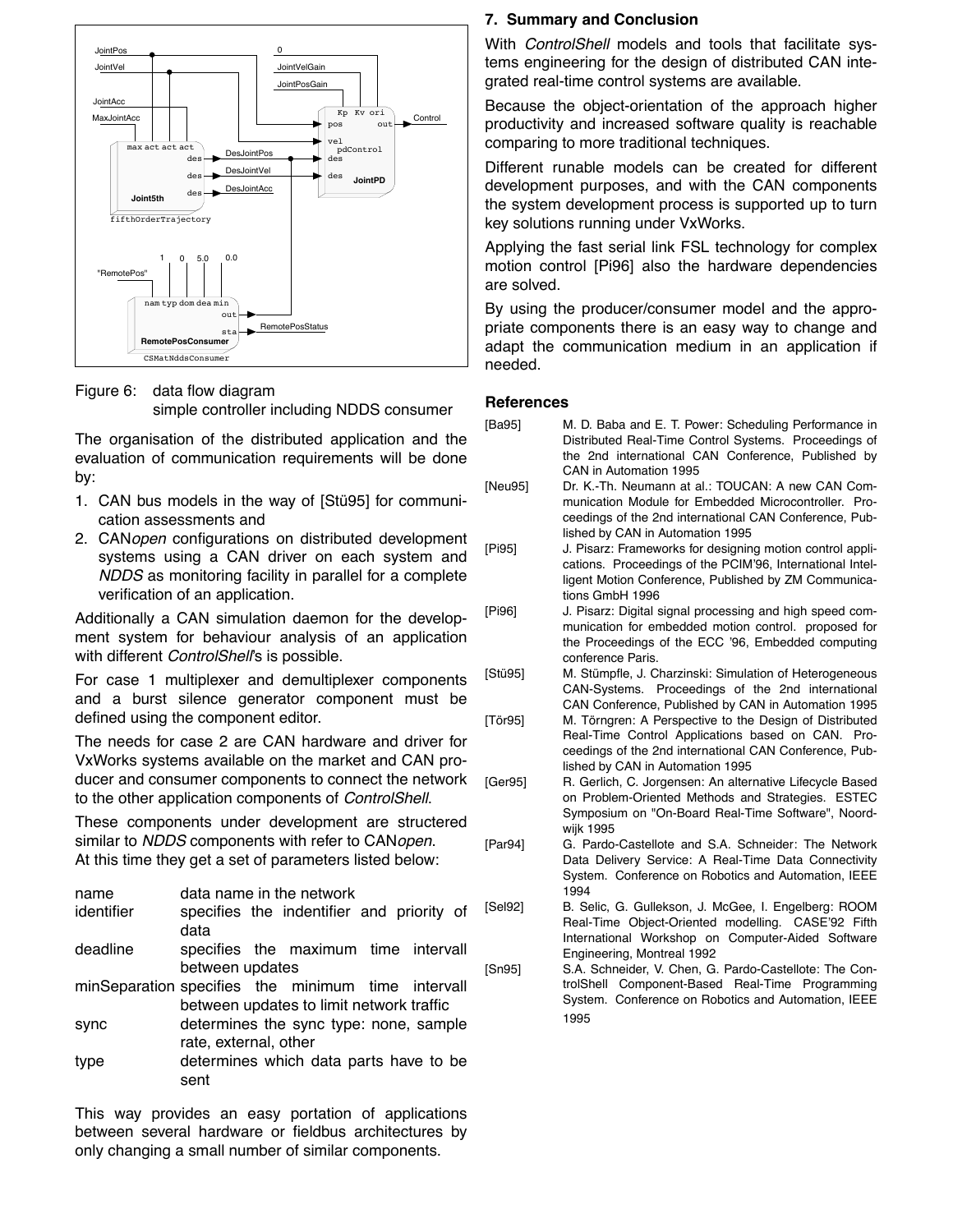JointPos
JointVel
JointAcc
MaxJointAcc
0
JointVelGain
JointPosGain
Kp Kv ori
pos out
vel pdControl
des
des
JointPD
Control
max act act act
des
des
des
DesJointPos
DesJointVel
DesJointAcc
Joint5th
fifthOrderTrajectory
1 0 5.0 0.0
"RemotePos"
nam typ dom dea min
out
sta
RemotePosStatus
RemotePosConsumer
CSMatNddsConsumer

Figure 6: data flow diagram
simple controller including NDDS consumer

The organisation of the distributed application and the evaluation of communication requirements will be done by:

1. CAN bus models in the way of [Stü95] for communication assessments and
2. CAN*open* configurations on distributed development systems using a CAN driver on each system and *NDDS* as monitoring facility in parallel for a complete verification of an application.

Additionally a CAN simulation daemon for the development system for behaviour analysis of an application with different *ControlShell*'s is possible.

For case 1 multiplexer and demultiplexer components and a burst silence generator component must be defined using the component editor.

The needs for case 2 are CAN hardware and driver for VxWorks systems available on the market and CAN producer and consumer components to connect the network to the other application components of *ControlShell*.

These components under development are structered similar to *NDDS* components with refer to CAN*open*. At this time they get a set of parameters listed below:

| | |
|---|---|
| name | data name in the network |
| identifier | specifies the indentifier and priority of data |
| deadline | specifies the maximum time intervall between updates |
| minSeparation | specifies the minimum time intervall between updates to limit network traffic |
| sync | determines the sync type: none, sample rate, external, other |
| type | determines which data parts have to be sent |

This way provides an easy portation of applications between several hardware or fieldbus architectures by only changing a small number of similar components.

## 7. Summary and Conclusion

With *ControlShell* models and tools that facilitate systems engineering for the design of distributed CAN integrated real-time control systems are available.

Because the object-orientation of the approach higher productivity and increased software quality is reachable comparing to more traditional techniques.

Different runable models can be created for different development purposes, and with the CAN components the system development process is supported up to turn key solutions running under VxWorks.

Applying the fast serial link FSL technology for complex motion control [Pi96] also the hardware dependencies are solved.

By using the producer/consumer model and the appropriate components there is an easy way to change and adapt the communication medium in an application if needed.

## References

[Ba95] M. D. Baba and E. T. Power: Scheduling Performance in Distributed Real-Time Control Systems. Proceedings of the 2nd international CAN Conference, Published by CAN in Automation 1995

[Neu95] Dr. K.-Th. Neumann at al.: TOUCAN: A new CAN Communication Module for Embedded Microcontroller. Proceedings of the 2nd international CAN Conference, Published by CAN in Automation 1995

[Pi95] J. Pisarz: Frameworks for designing motion control applications. Proceedings of the PCIM'96, International Intelligent Motion Conference, Published by ZM Communications GmbH 1996

[Pi96] J. Pisarz: Digital signal processing and high speed communication for embedded motion control. proposed for the Proceedings of the ECC '96, Embedded computing conference Paris.

[Stü95] M. Stümpfle, J. Charzinski: Simulation of Heterogeneous CAN-Systems. Proceedings of the 2nd international CAN Conference, Published by CAN in Automation 1995

[Tör95] M. Törngren: A Perspective to the Design of Distributed Real-Time Control Applications based on CAN. Proceedings of the 2nd international CAN Conference, Published by CAN in Automation 1995

[Ger95] R. Gerlich, C. Jorgensen: An alternative Lifecycle Based on Problem-Oriented Methods and Strategies. ESTEC Symposium on "On-Board Real-Time Software", Noordwijk 1995

[Par94] G. Pardo-Castellote and S.A. Schneider: The Network Data Delivery Service: A Real-Time Data Connectivity System. Conference on Robotics and Automation, IEEE 1994

[Sel92] B. Selic, G. Gullekson, J. McGee, I. Engelberg: ROOM Real-Time Object-Oriented modelling. CASE'92 Fifth International Workshop on Computer-Aided Software Engineering, Montreal 1992

[Sn95] S.A. Schneider, V. Chen, G. Pardo-Castellote: The ControlShell Component-Based Real-Time Programming System. Conference on Robotics and Automation, IEEE 1995